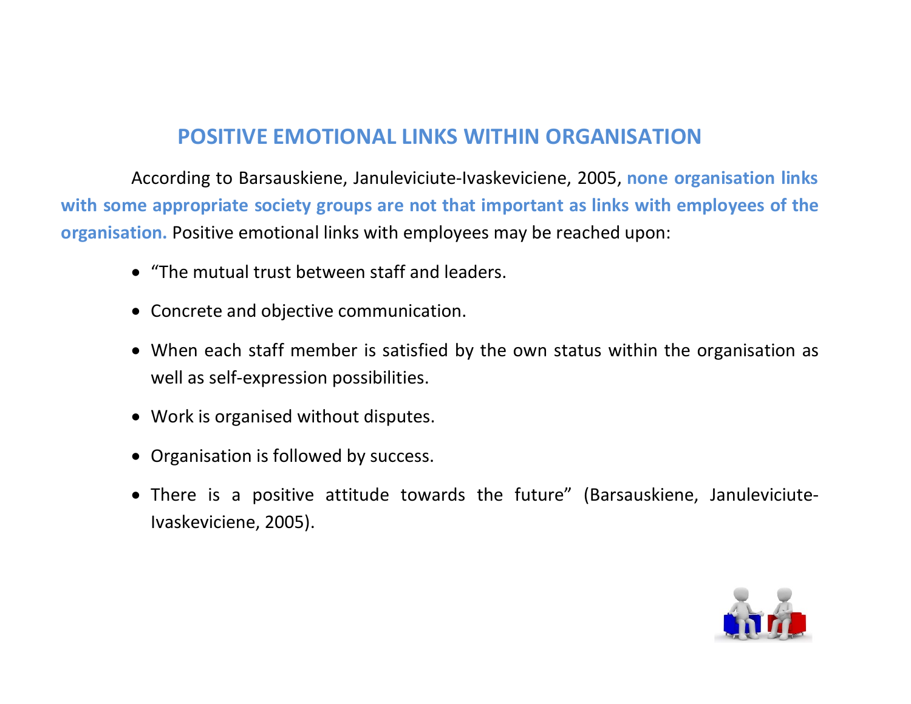# POSITIVE EMOTIONAL LINKS WITHIN ORGANISATION

According to Barsauskiene, Januleviciute-Ivaskeviciene, 2005, **none organisation links with some appropriate society groups are not that important as links with employees of the organisation.** Positive emotional links with employees may be reached upon:

- "The mutual trust between staff and leaders.
- Concrete and objective communication.
- When each staff member is satisfied by the own status within the organisation as well as self-expression possibilities.
- Work is organised without disputes.
- Organisation is followed by success.
- There is a positive attitude towards the future" (Barsauskiene, Januleviciute-Ivaskeviciene, 2005).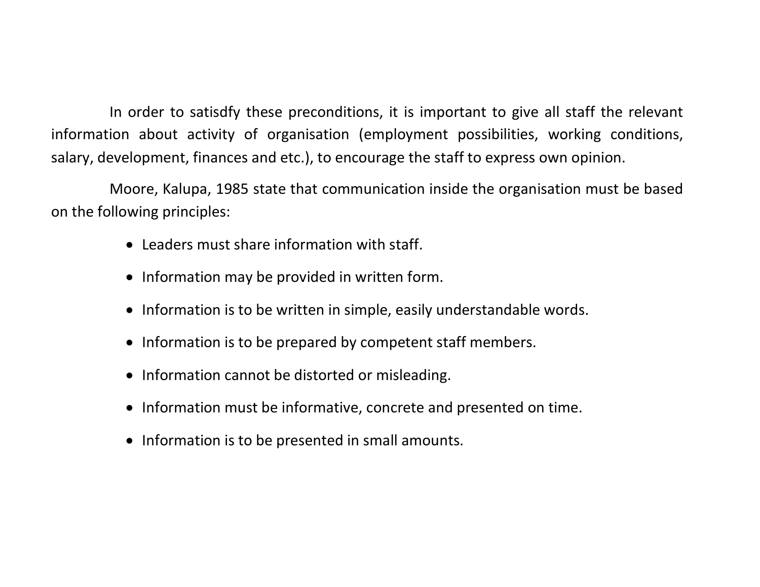In order to satisdfy these preconditions, it is important to give all staff the relevant information about activity of organisation (employment possibilities, working conditions, salary, development, finances and etc.), to encourage the staff to express own opinion.

Moore, Kalupa, 1985 state that communication inside the organisation must be based on the following principles:

- Leaders must share information with staff.
- Information may be provided in written form.
- Information is to be written in simple, easily understandable words.
- Information is to be prepared by competent staff members.
- Information cannot be distorted or misleading.
- Information must be informative, concrete and presented on time.
- Information is to be presented in small amounts.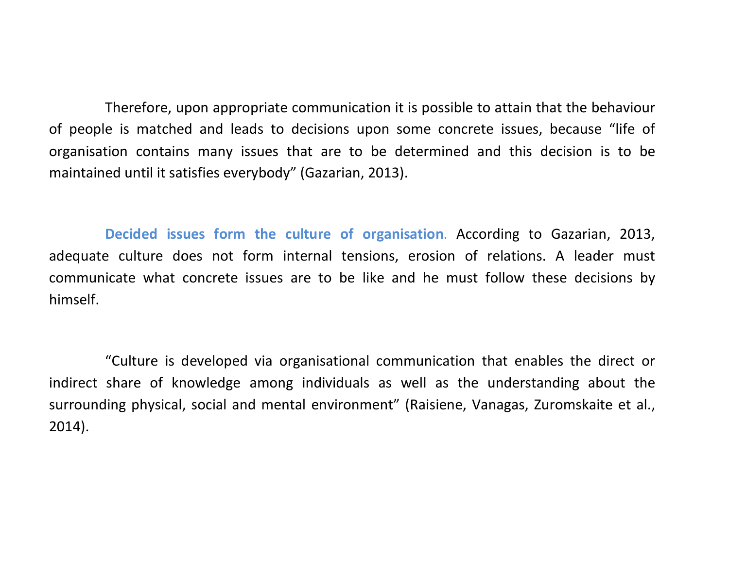Therefore, upon appropriate communication it is possible to attain that the behaviour of people is matched and leads to decisions upon some concrete issues, because “life of organisation contains many issues that are to be determined and this decision is to be maintained until it satisfies everybody” (Gazarian, 2013).

**Decided issues form the culture of organisation**. According to Gazarian, 2013, adequate culture does not form internal tensions, erosion of relations. A leader must communicate what concrete issues are to be like and he must follow these decisions by himself.

“Culture is developed via organisational communication that enables the direct or indirect share of knowledge among individuals as well as the understanding about the surrounding physical, social and mental environment” (Raisiene, Vanagas, Zuromskaite et al., 2014).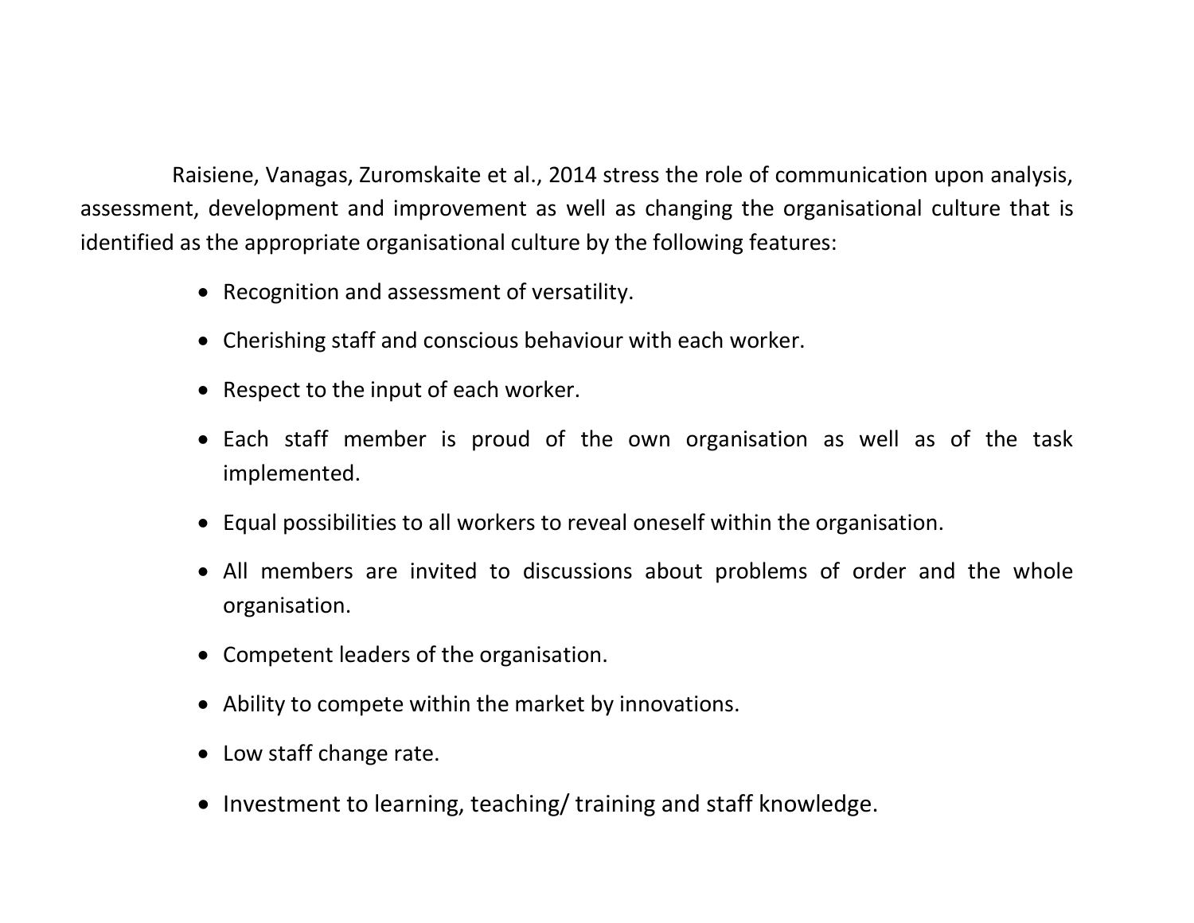Raisiene, Vanagas, Zuromskaite et al., 2014 stress the role of communication upon analysis, assessment, development and improvement as well as changing the organisational culture that is identified as the appropriate organisational culture by the following features:

- Recognition and assessment of versatility.
- Cherishing staff and conscious behaviour with each worker.
- Respect to the input of each worker.
- Each staff member is proud of the own organisation as well as of the task implemented.
- Equal possibilities to all workers to reveal oneself within the organisation.
- All members are invited to discussions about problems of order and the whole organisation.
- Competent leaders of the organisation.
- Ability to compete within the market by innovations.
- Low staff change rate.
- Investment to learning, teaching/ training and staff knowledge.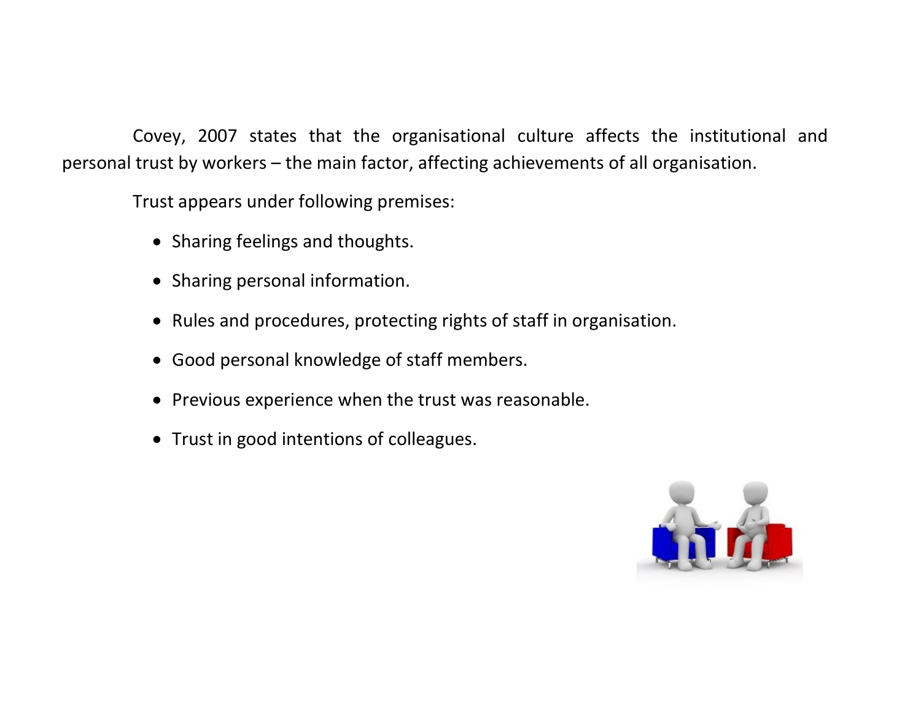Covey, 2007 states that the organisational culture affects the institutional and personal trust by workers – the main factor, affecting achievements of all organisation.

Trust appears under following premises:

- Sharing feelings and thoughts.
- Sharing personal information.
- Rules and procedures, protecting rights of staff in organisation.
- Good personal knowledge of staff members.
- Previous experience when the trust was reasonable.
- Trust in good intentions of colleagues.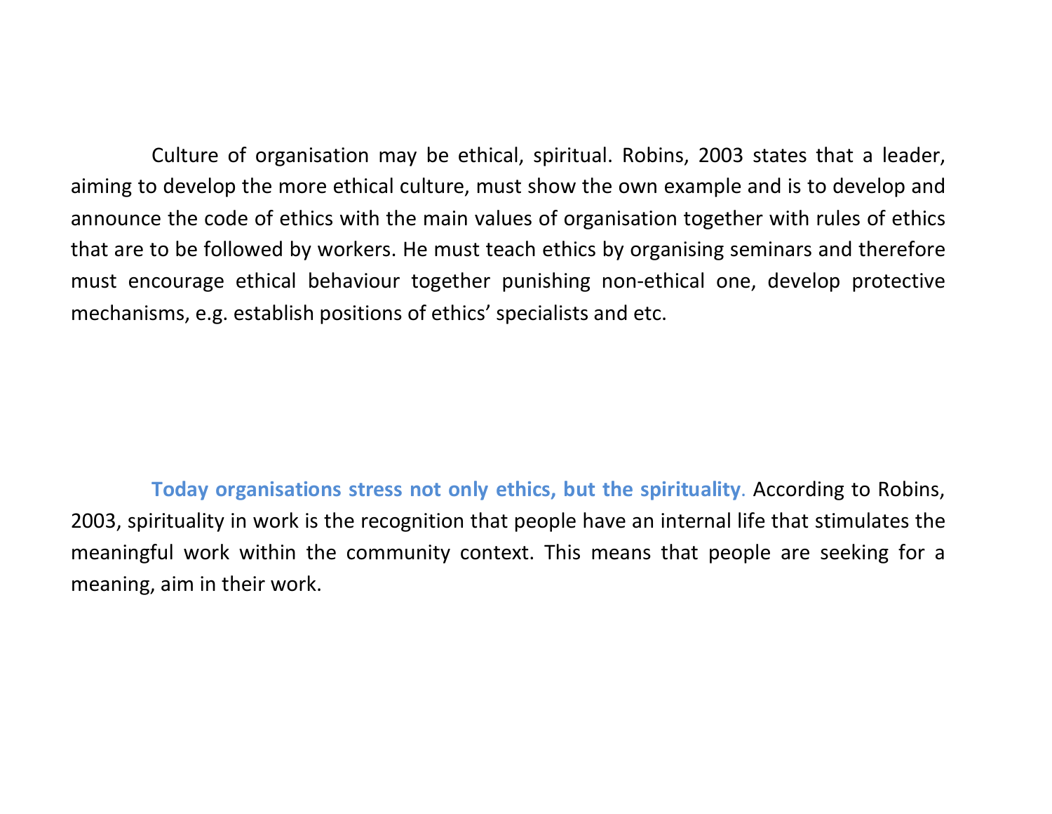Culture of organisation may be ethical, spiritual. Robins, 2003 states that a leader, aiming to develop the more ethical culture, must show the own example and is to develop and announce the code of ethics with the main values of organisation together with rules of ethics that are to be followed by workers. He must teach ethics by organising seminars and therefore must encourage ethical behaviour together punishing non-ethical one, develop protective mechanisms, e.g. establish positions of ethics' specialists and etc.

**Today organisations stress not only ethics, but the spirituality**. According to Robins, 2003, spirituality in work is the recognition that people have an internal life that stimulates the meaningful work within the community context. This means that people are seeking for a meaning, aim in their work.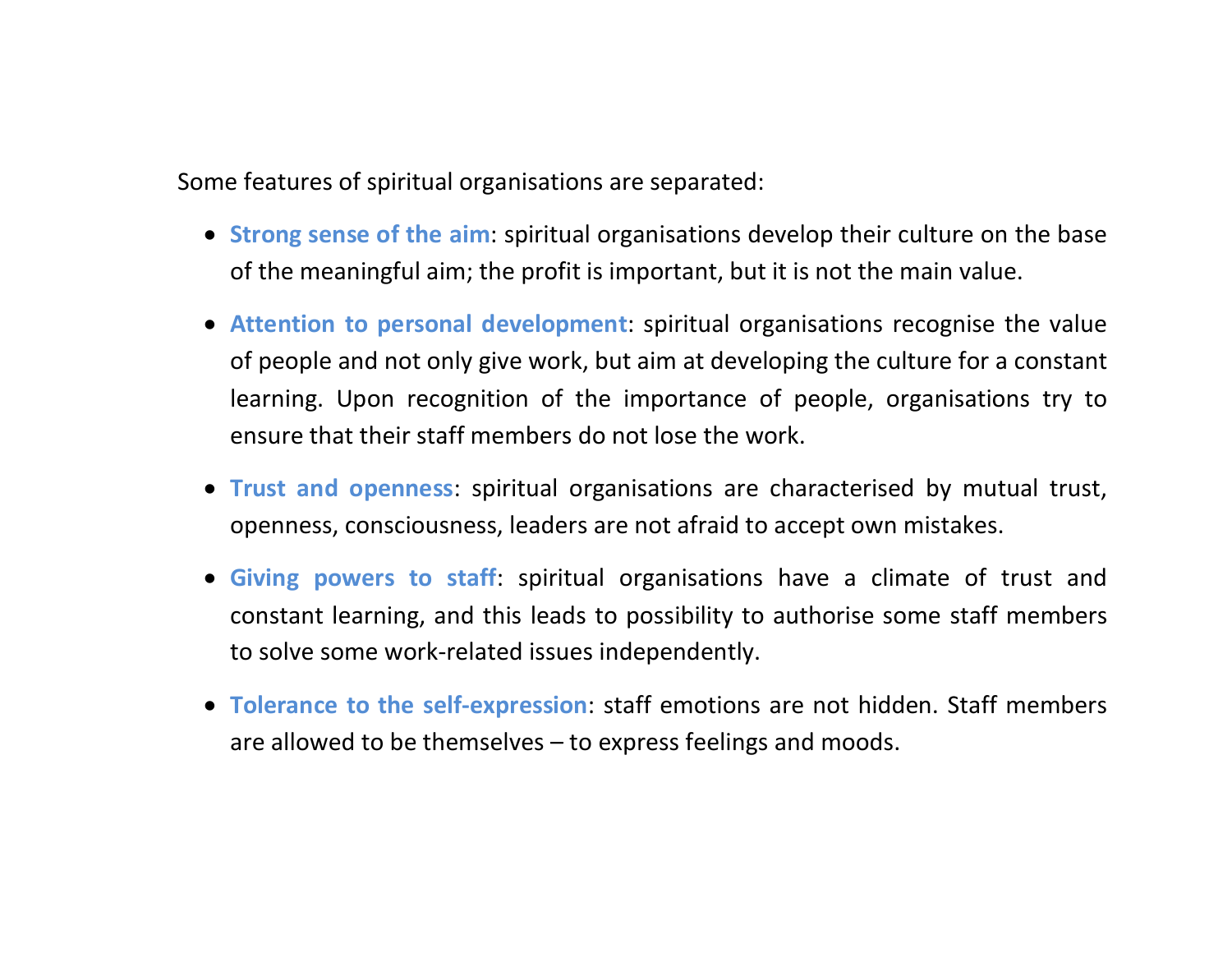Some features of spiritual organisations are separated:

- **Strong sense of the aim**: spiritual organisations develop their culture on the base of the meaningful aim; the profit is important, but it is not the main value.
- **Attention to personal development**: spiritual organisations recognise the value of people and not only give work, but aim at developing the culture for a constant learning. Upon recognition of the importance of people, organisations try to ensure that their staff members do not lose the work.
- **Trust and openness**: spiritual organisations are characterised by mutual trust, openness, consciousness, leaders are not afraid to accept own mistakes.
- **Giving powers to staff**: spiritual organisations have a climate of trust and constant learning, and this leads to possibility to authorise some staff members to solve some work-related issues independently.
- **Tolerance to the self-expression**: staff emotions are not hidden. Staff members are allowed to be themselves – to express feelings and moods.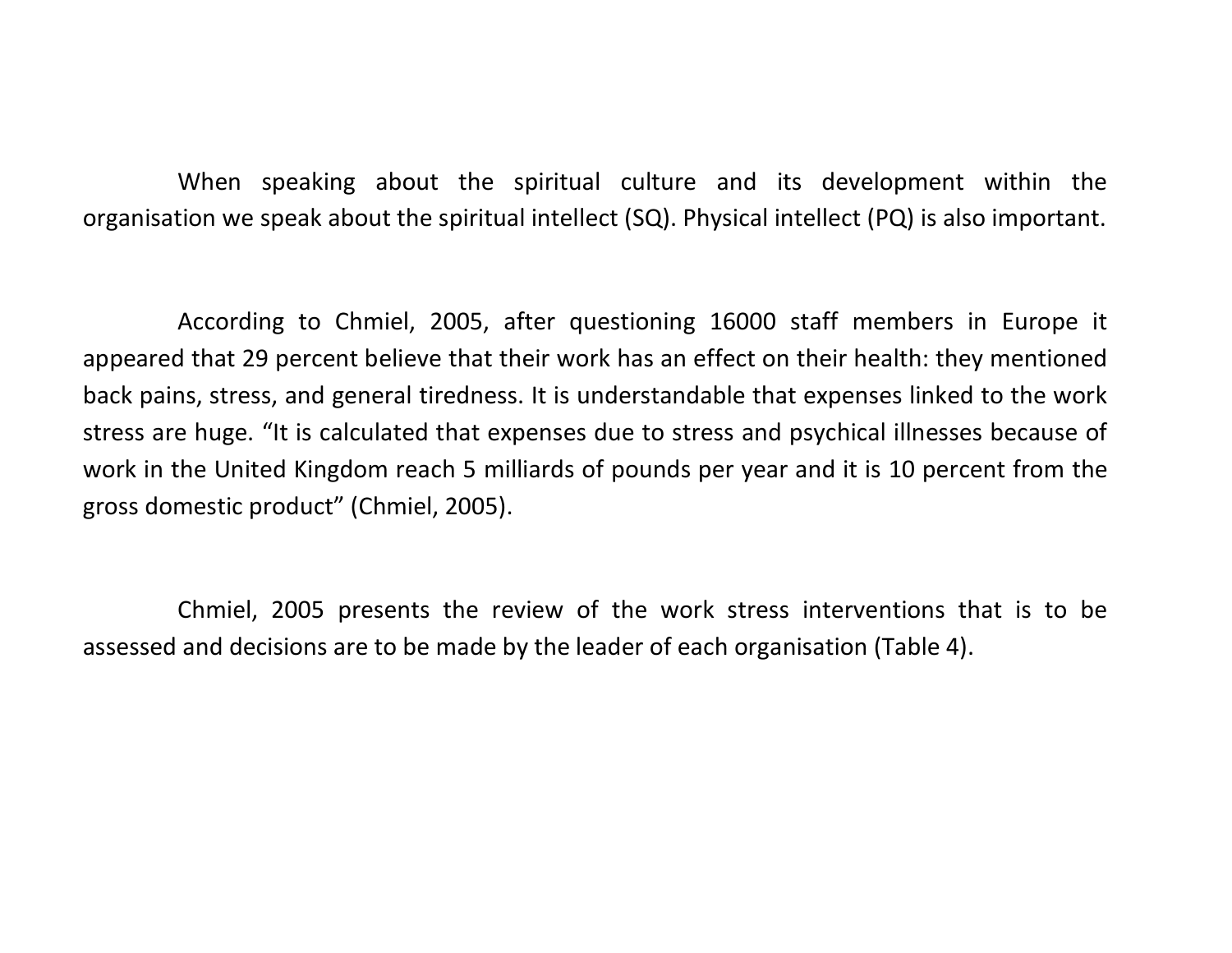When speaking about the spiritual culture and its development within the organisation we speak about the spiritual intellect (SQ). Physical intellect (PQ) is also important.

According to Chmiel, 2005, after questioning 16000 staff members in Europe it appeared that 29 percent believe that their work has an effect on their health: they mentioned back pains, stress, and general tiredness. It is understandable that expenses linked to the work stress are huge. "It is calculated that expenses due to stress and psychical illnesses because of work in the United Kingdom reach 5 milliards of pounds per year and it is 10 percent from the gross domestic product" (Chmiel, 2005).

Chmiel, 2005 presents the review of the work stress interventions that is to be assessed and decisions are to be made by the leader of each organisation (Table 4).